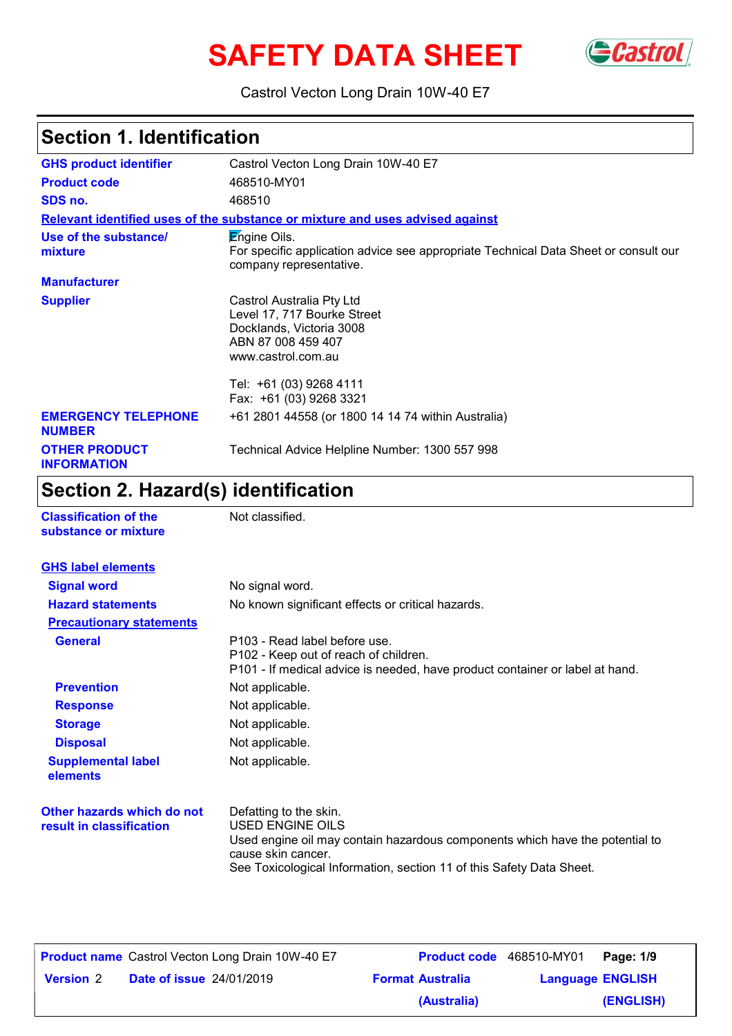# SAFETY DATA SHEET

Castrol Vecton Long Drain 10W-40 E7

## Section 1. Identification

| | |
|---|---|
| **GHS product identifier** | Castrol Vecton Long Drain 10W-40 E7 |
| **Product code** | 468510-MY01 |
| **SDS no.** | 468510 |

**Relevant identified uses of the substance or mixture and uses advised against**

| | |
|---|---|
| **Use of the substance/ mixture** | Engine Oils. For specific application advice see appropriate Technical Data Sheet or consult our company representative. |
| **Manufacturer** | |
| **Supplier** | Castrol Australia Pty Ltd<br>Level 17, 717 Bourke Street<br>Docklands, Victoria 3008<br>ABN 87 008 459 407<br>www.castrol.com.au<br><br>Tel: +61 (03) 9268 4111<br>Fax: +61 (03) 9268 3321 |
| **EMERGENCY TELEPHONE NUMBER** | +61 2801 44558 (or 1800 14 14 74 within Australia) |
| **OTHER PRODUCT INFORMATION** | Technical Advice Helpline Number: 1300 557 998 |

## Section 2. Hazard(s) identification

| | |
|---|---|
| **Classification of the substance or mixture** | Not classified. |

**GHS label elements**

| | |
|---|---|
| **Signal word** | No signal word. |
| **Hazard statements** | No known significant effects or critical hazards. |

**Precautionary statements**

| | |
|---|---|
| **General** | P103 - Read label before use.<br>P102 - Keep out of reach of children.<br>P101 - If medical advice is needed, have product container or label at hand. |
| **Prevention** | Not applicable. |
| **Response** | Not applicable. |
| **Storage** | Not applicable. |
| **Disposal** | Not applicable. |
| **Supplemental label elements** | Not applicable. |
| **Other hazards which do not result in classification** | Defatting to the skin.<br>USED ENGINE OILS<br>Used engine oil may contain hazardous components which have the potential to cause skin cancer.<br>See Toxicological Information, section 11 of this Safety Data Sheet. |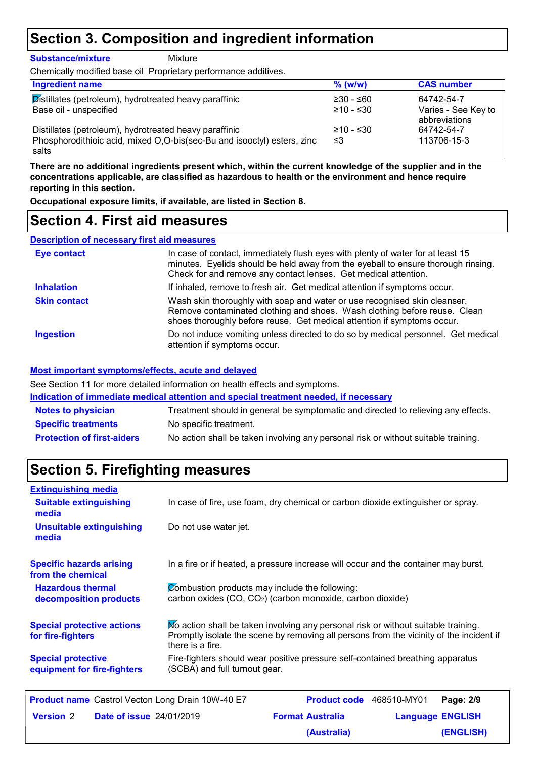## Section 3. Composition and ingredient information

**Substance/mixture** Mixture

Chemically modified base oil Proprietary performance additives.

| Ingredient name | % (w/w) | CAS number |
|---|---|---|
| Distillates (petroleum), hydrotreated heavy paraffinic | ≥30 - ≤60 | 64742-54-7 |
| Base oil - unspecified | ≥10 - ≤30 | Varies - See Key to abbreviations |
| Distillates (petroleum), hydrotreated heavy paraffinic | ≥10 - ≤30 | 64742-54-7 |
| Phosphorodithioic acid, mixed O,O-bis(sec-Bu and isooctyl) esters, zinc salts | ≤3 | 113706-15-3 |

**There are no additional ingredients present which, within the current knowledge of the supplier and in the concentrations applicable, are classified as hazardous to health or the environment and hence require reporting in this section.**

**Occupational exposure limits, if available, are listed in Section 8.**

## Section 4. First aid measures

### Description of necessary first aid measures

**Eye contact** In case of contact, immediately flush eyes with plenty of water for at least 15 minutes. Eyelids should be held away from the eyeball to ensure thorough rinsing. Check for and remove any contact lenses. Get medical attention.

**Inhalation** If inhaled, remove to fresh air. Get medical attention if symptoms occur.

**Skin contact** Wash skin thoroughly with soap and water or use recognised skin cleanser. Remove contaminated clothing and shoes. Wash clothing before reuse. Clean shoes thoroughly before reuse. Get medical attention if symptoms occur.

**Ingestion** Do not induce vomiting unless directed to do so by medical personnel. Get medical attention if symptoms occur.

### Most important symptoms/effects, acute and delayed

See Section 11 for more detailed information on health effects and symptoms.

### Indication of immediate medical attention and special treatment needed, if necessary

**Notes to physician** Treatment should in general be symptomatic and directed to relieving any effects.

**Specific treatments** No specific treatment.

**Protection of first-aiders** No action shall be taken involving any personal risk or without suitable training.

## Section 5. Firefighting measures

### Extinguishing media

**Suitable extinguishing media** In case of fire, use foam, dry chemical or carbon dioxide extinguisher or spray.

**Unsuitable extinguishing media** Do not use water jet.

**Specific hazards arising from the chemical** In a fire or if heated, a pressure increase will occur and the container may burst.

**Hazardous thermal decomposition products** Combustion products may include the following: carbon oxides (CO, $CO_2$) (carbon monoxide, carbon dioxide)

**Special protective actions for fire-fighters** No action shall be taken involving any personal risk or without suitable training. Promptly isolate the scene by removing all persons from the vicinity of the incident if there is a fire.

**Special protective equipment for fire-fighters** Fire-fighters should wear positive pressure self-contained breathing apparatus (SCBA) and full turnout gear.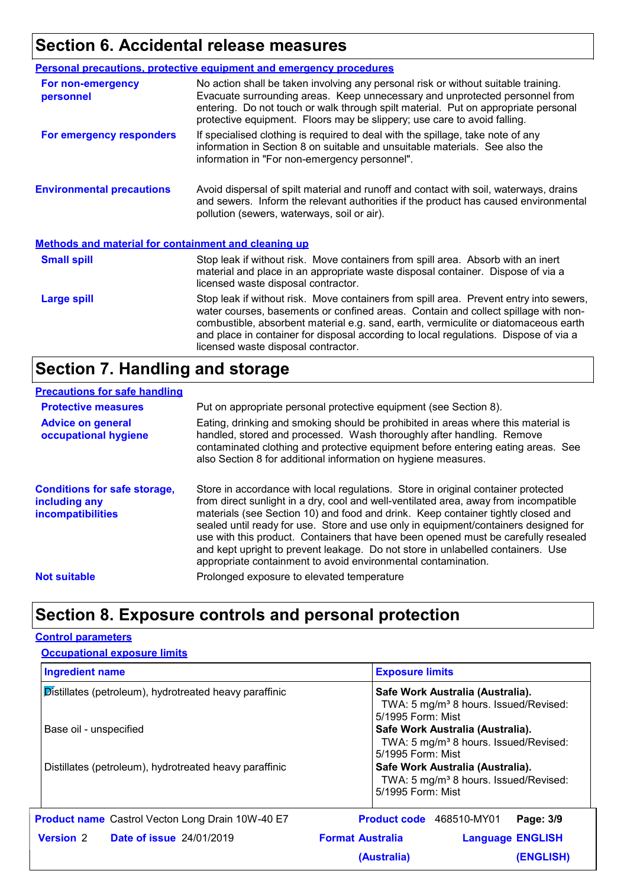## Section 6. Accidental release measures

### Personal precautions, protective equipment and emergency procedures

**For non-emergency personnel**
No action shall be taken involving any personal risk or without suitable training. Evacuate surrounding areas. Keep unnecessary and unprotected personnel from entering. Do not touch or walk through spilt material. Put on appropriate personal protective equipment. Floors may be slippery; use care to avoid falling.

**For emergency responders**
If specialised clothing is required to deal with the spillage, take note of any information in Section 8 on suitable and unsuitable materials. See also the information in "For non-emergency personnel".

**Environmental precautions**
Avoid dispersal of spilt material and runoff and contact with soil, waterways, drains and sewers. Inform the relevant authorities if the product has caused environmental pollution (sewers, waterways, soil or air).

### Methods and material for containment and cleaning up

**Small spill**
Stop leak if without risk. Move containers from spill area. Absorb with an inert material and place in an appropriate waste disposal container. Dispose of via a licensed waste disposal contractor.

**Large spill**
Stop leak if without risk. Move containers from spill area. Prevent entry into sewers, water courses, basements or confined areas. Contain and collect spillage with non-combustible, absorbent material e.g. sand, earth, vermiculite or diatomaceous earth and place in container for disposal according to local regulations. Dispose of via a licensed waste disposal contractor.

## Section 7. Handling and storage

### Precautions for safe handling

**Protective measures**
Put on appropriate personal protective equipment (see Section 8).

**Advice on general occupational hygiene**
Eating, drinking and smoking should be prohibited in areas where this material is handled, stored and processed. Wash thoroughly after handling. Remove contaminated clothing and protective equipment before entering eating areas. See also Section 8 for additional information on hygiene measures.

**Conditions for safe storage, including any incompatibilities**
Store in accordance with local regulations. Store in original container protected from direct sunlight in a dry, cool and well-ventilated area, away from incompatible materials (see Section 10) and food and drink. Keep container tightly closed and sealed until ready for use. Store and use only in equipment/containers designed for use with this product. Containers that have been opened must be carefully resealed and kept upright to prevent leakage. Do not store in unlabelled containers. Use appropriate containment to avoid environmental contamination.

**Not suitable**
Prolonged exposure to elevated temperature

## Section 8. Exposure controls and personal protection

### Control parameters

#### Occupational exposure limits

| Ingredient name | Exposure limits |
|---|---|
| Distillates (petroleum), hydrotreated heavy paraffinic | **Safe Work Australia (Australia).** TWA: 5 mg/m³ 8 hours. Issued/Revised: 5/1995 Form: Mist |
| Base oil - unspecified | **Safe Work Australia (Australia).** TWA: 5 mg/m³ 8 hours. Issued/Revised: 5/1995 Form: Mist |
| Distillates (petroleum), hydrotreated heavy paraffinic | **Safe Work Australia (Australia).** TWA: 5 mg/m³ 8 hours. Issued/Revised: 5/1995 Form: Mist |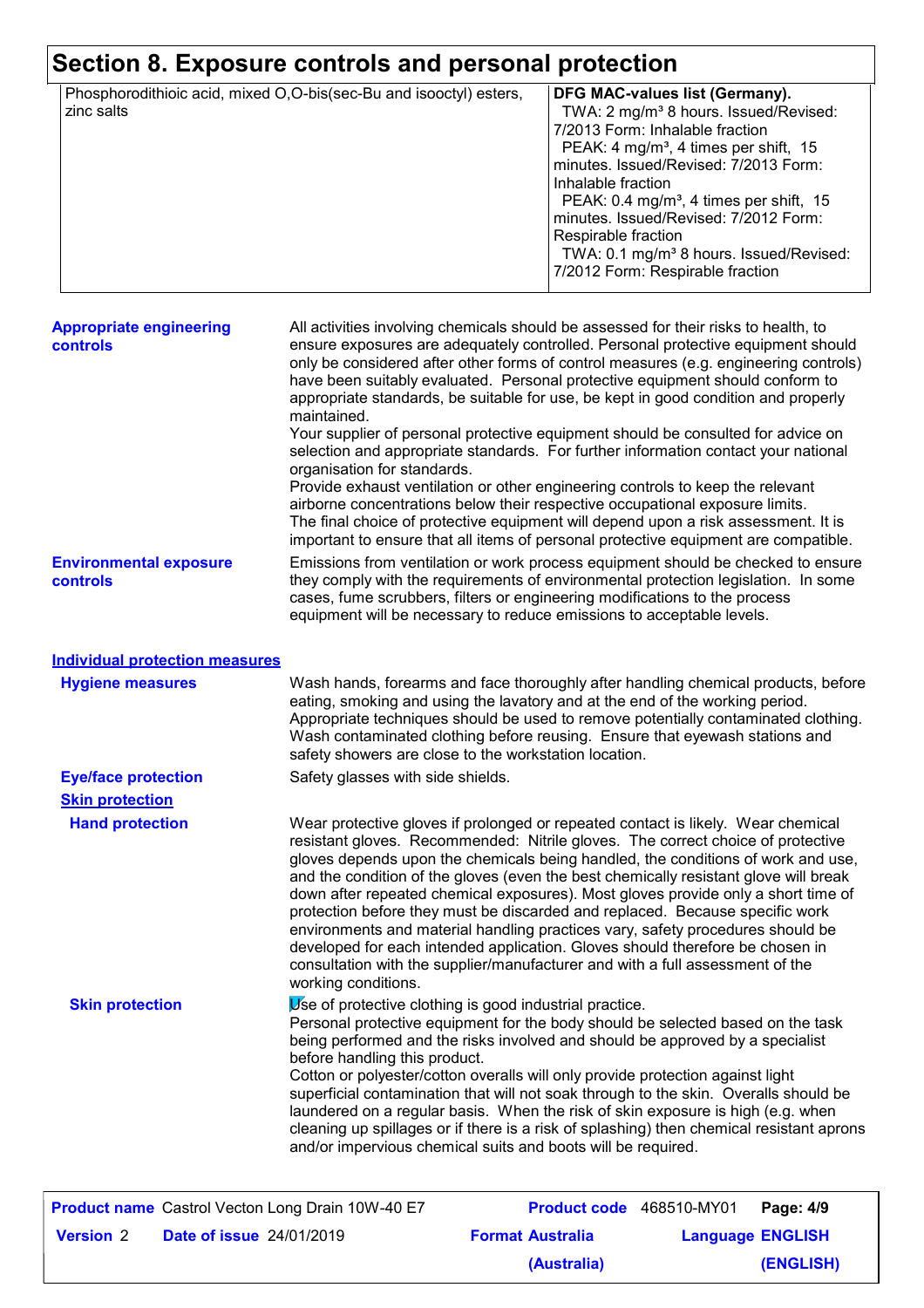## Section 8. Exposure controls and personal protection

| | |
|---|---|
| Phosphorodithioic acid, mixed O,O-bis(sec-Bu and isooctyl) esters, zinc salts | **DFG MAC-values list (Germany).**<br>TWA: 2 mg/m³ 8 hours. Issued/Revised: 7/2013 Form: Inhalable fraction<br>PEAK: 4 mg/m³, 4 times per shift, 15 minutes. Issued/Revised: 7/2013 Form: Inhalable fraction<br>PEAK: 0.4 mg/m³, 4 times per shift, 15 minutes. Issued/Revised: 7/2012 Form: Respirable fraction<br>TWA: 0.1 mg/m³ 8 hours. Issued/Revised: 7/2012 Form: Respirable fraction |

**Appropriate engineering controls**

All activities involving chemicals should be assessed for their risks to health, to ensure exposures are adequately controlled. Personal protective equipment should only be considered after other forms of control measures (e.g. engineering controls) have been suitably evaluated. Personal protective equipment should conform to appropriate standards, be suitable for use, be kept in good condition and properly maintained.
Your supplier of personal protective equipment should be consulted for advice on selection and appropriate standards. For further information contact your national organisation for standards.
Provide exhaust ventilation or other engineering controls to keep the relevant airborne concentrations below their respective occupational exposure limits.
The final choice of protective equipment will depend upon a risk assessment. It is important to ensure that all items of personal protective equipment are compatible.

**Environmental exposure controls**

Emissions from ventilation or work process equipment should be checked to ensure they comply with the requirements of environmental protection legislation. In some cases, fume scrubbers, filters or engineering modifications to the process equipment will be necessary to reduce emissions to acceptable levels.

### Individual protection measures

**Hygiene measures**

Wash hands, forearms and face thoroughly after handling chemical products, before eating, smoking and using the lavatory and at the end of the working period. Appropriate techniques should be used to remove potentially contaminated clothing. Wash contaminated clothing before reusing. Ensure that eyewash stations and safety showers are close to the workstation location.

**Eye/face protection**

Safety glasses with side shields.

**Skin protection**

**Hand protection**

Wear protective gloves if prolonged or repeated contact is likely. Wear chemical resistant gloves. Recommended: Nitrile gloves. The correct choice of protective gloves depends upon the chemicals being handled, the conditions of work and use, and the condition of the gloves (even the best chemically resistant glove will break down after repeated chemical exposures). Most gloves provide only a short time of protection before they must be discarded and replaced. Because specific work environments and material handling practices vary, safety procedures should be developed for each intended application. Gloves should therefore be chosen in consultation with the supplier/manufacturer and with a full assessment of the working conditions.

**Skin protection**

Use of protective clothing is good industrial practice.
Personal protective equipment for the body should be selected based on the task being performed and the risks involved and should be approved by a specialist before handling this product.
Cotton or polyester/cotton overalls will only provide protection against light superficial contamination that will not soak through to the skin. Overalls should be laundered on a regular basis. When the risk of skin exposure is high (e.g. when cleaning up spillages or if there is a risk of splashing) then chemical resistant aprons and/or impervious chemical suits and boots will be required.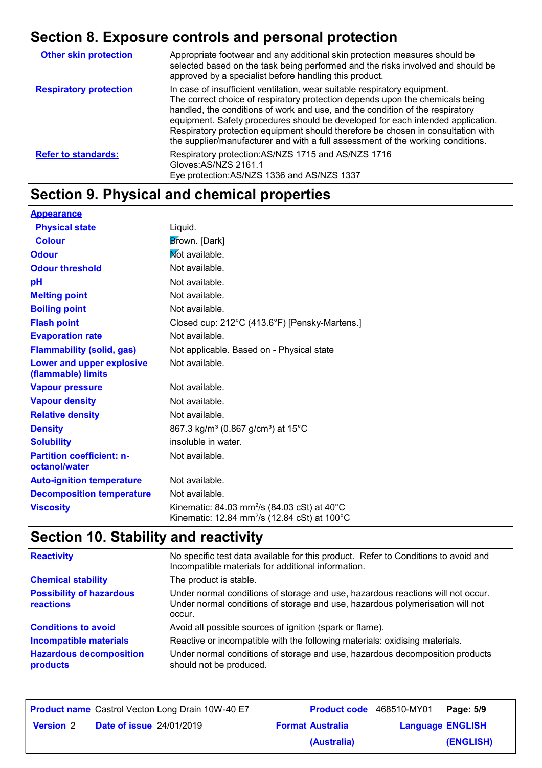## Section 8. Exposure controls and personal protection

| | |
|---|---|
| **Other skin protection** | Appropriate footwear and any additional skin protection measures should be selected based on the task being performed and the risks involved and should be approved by a specialist before handling this product. |
| **Respiratory protection** | In case of insufficient ventilation, wear suitable respiratory equipment. The correct choice of respiratory protection depends upon the chemicals being handled, the conditions of work and use, and the condition of the respiratory equipment. Safety procedures should be developed for each intended application. Respiratory protection equipment should therefore be chosen in consultation with the supplier/manufacturer and with a full assessment of the working conditions. |
| **Refer to standards:** | Respiratory protection:AS/NZS 1715 and AS/NZS 1716<br>Gloves:AS/NZS 2161.1<br>Eye protection:AS/NZS 1336 and AS/NZS 1337 |

## Section 9. Physical and chemical properties

| | |
|---|---|
| **Appearance** | |
| **Physical state** | Liquid. |
| **Colour** | Brown. [Dark] |
| **Odour** | Not available. |
| **Odour threshold** | Not available. |
| **pH** | Not available. |
| **Melting point** | Not available. |
| **Boiling point** | Not available. |
| **Flash point** | Closed cup: 212°C (413.6°F) [Pensky-Martens.] |
| **Evaporation rate** | Not available. |
| **Flammability (solid, gas)** | Not applicable. Based on - Physical state |
| **Lower and upper explosive (flammable) limits** | Not available. |
| **Vapour pressure** | Not available. |
| **Vapour density** | Not available. |
| **Relative density** | Not available. |
| **Density** | 867.3 kg/m³ (0.867 g/cm³) at 15°C |
| **Solubility** | insoluble in water. |
| **Partition coefficient: n-octanol/water** | Not available. |
| **Auto-ignition temperature** | Not available. |
| **Decomposition temperature** | Not available. |
| **Viscosity** | Kinematic: 84.03 $mm^2/s$ (84.03 cSt) at 40°C<br>Kinematic: 12.84 $mm^2/s$ (12.84 cSt) at 100°C |

## Section 10. Stability and reactivity

| | |
|---|---|
| **Reactivity** | No specific test data available for this product. Refer to Conditions to avoid and Incompatible materials for additional information. |
| **Chemical stability** | The product is stable. |
| **Possibility of hazardous reactions** | Under normal conditions of storage and use, hazardous reactions will not occur.<br>Under normal conditions of storage and use, hazardous polymerisation will not occur. |
| **Conditions to avoid** | Avoid all possible sources of ignition (spark or flame). |
| **Incompatible materials** | Reactive or incompatible with the following materials: oxidising materials. |
| **Hazardous decomposition products** | Under normal conditions of storage and use, hazardous decomposition products should not be produced. |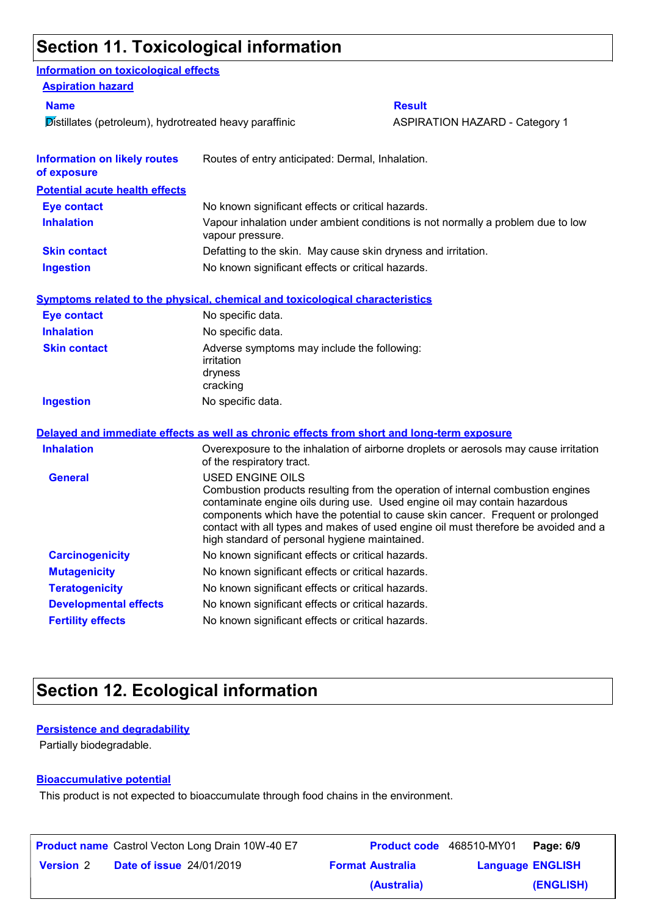## Section 11. Toxicological information

### Information on toxicological effects

#### Aspiration hazard

| Name | Result |
| --- | --- |
| Distillates (petroleum), hydrotreated heavy paraffinic | ASPIRATION HAZARD - Category 1 |

**Information on likely routes of exposure**: Routes of entry anticipated: Dermal, Inhalation.

#### Potential acute health effects

**Eye contact**: No known significant effects or critical hazards.

**Inhalation**: Vapour inhalation under ambient conditions is not normally a problem due to low vapour pressure.

**Skin contact**: Defatting to the skin. May cause skin dryness and irritation.

**Ingestion**: No known significant effects or critical hazards.

#### Symptoms related to the physical, chemical and toxicological characteristics

**Eye contact**: No specific data.

**Inhalation**: No specific data.

**Skin contact**: Adverse symptoms may include the following:
irritation
dryness
cracking

**Ingestion**: No specific data.

#### Delayed and immediate effects as well as chronic effects from short and long-term exposure

**Inhalation**: Overexposure to the inhalation of airborne droplets or aerosols may cause irritation of the respiratory tract.

**General**: USED ENGINE OILS
Combustion products resulting from the operation of internal combustion engines contaminate engine oils during use. Used engine oil may contain hazardous components which have the potential to cause skin cancer. Frequent or prolonged contact with all types and makes of used engine oil must therefore be avoided and a high standard of personal hygiene maintained.

**Carcinogenicity**: No known significant effects or critical hazards.

**Mutagenicity**: No known significant effects or critical hazards.

**Teratogenicity**: No known significant effects or critical hazards.

**Developmental effects**: No known significant effects or critical hazards.

**Fertility effects**: No known significant effects or critical hazards.

## Section 12. Ecological information

#### Persistence and degradability

Partially biodegradable.

#### Bioaccumulative potential

This product is not expected to bioaccumulate through food chains in the environment.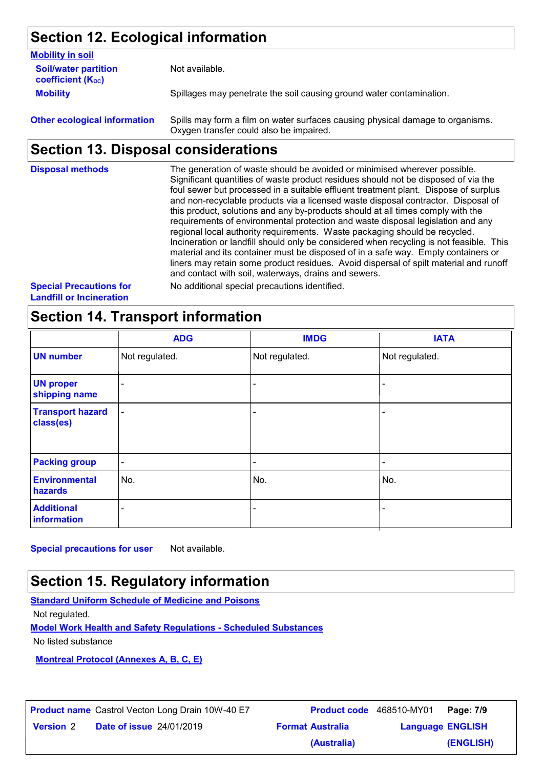## Section 12. Ecological information

**Mobility in soil**

**Soil/water partition coefficient ($K_{OC}$)**: Not available.

**Mobility**: Spillages may penetrate the soil causing ground water contamination.

**Other ecological information**: Spills may form a film on water surfaces causing physical damage to organisms. Oxygen transfer could also be impaired.

## Section 13. Disposal considerations

**Disposal methods**: The generation of waste should be avoided or minimised wherever possible. Significant quantities of waste product residues should not be disposed of via the foul sewer but processed in a suitable effluent treatment plant. Dispose of surplus and non-recyclable products via a licensed waste disposal contractor. Disposal of this product, solutions and any by-products should at all times comply with the requirements of environmental protection and waste disposal legislation and any regional local authority requirements. Waste packaging should be recycled. Incineration or landfill should only be considered when recycling is not feasible. This material and its container must be disposed of in a safe way. Empty containers or liners may retain some product residues. Avoid dispersal of spilt material and runoff and contact with soil, waterways, drains and sewers.

**Special Precautions for Landfill or Incineration**: No additional special precautions identified.

## Section 14. Transport information

| | ADG | IMDG | IATA |
|---|---|---|---|
| **UN number** | Not regulated. | Not regulated. | Not regulated. |
| **UN proper shipping name** | - | - | - |
| **Transport hazard class(es)** | - | - | - |
| **Packing group** | - | - | - |
| **Environmental hazards** | No. | No. | No. |
| **Additional information** | - | - | - |

**Special precautions for user**: Not available.

## Section 15. Regulatory information

**Standard Uniform Schedule of Medicine and Poisons**

Not regulated.

**Model Work Health and Safety Regulations - Scheduled Substances**

No listed substance

**Montreal Protocol (Annexes A, B, C, E)**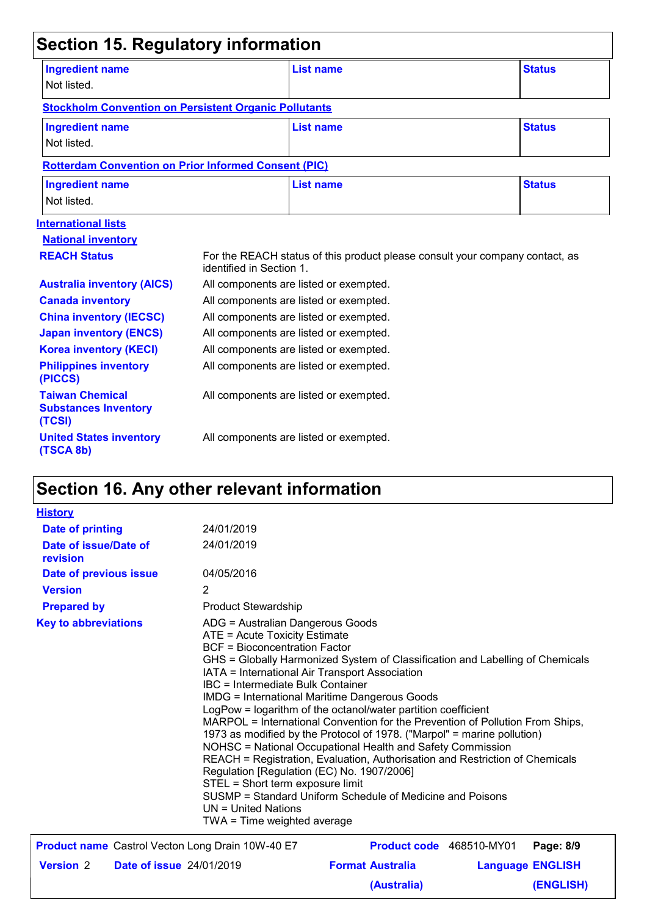## Section 15. Regulatory information

| Ingredient name | List name | Status |
| --- | --- | --- |
| Not listed. | | |

**Stockholm Convention on Persistent Organic Pollutants**

| Ingredient name | List name | Status |
| --- | --- | --- |
| Not listed. | | |

**Rotterdam Convention on Prior Informed Consent (PIC)**

| Ingredient name | List name | Status |
| --- | --- | --- |
| Not listed. | | |

**International lists**

**National inventory**

**REACH Status**: For the REACH status of this product please consult your company contact, as identified in Section 1.

**Australia inventory (AICS)**: All components are listed or exempted.

**Canada inventory**: All components are listed or exempted.

**China inventory (IECSC)**: All components are listed or exempted.

**Japan inventory (ENCS)**: All components are listed or exempted.

**Korea inventory (KECI)**: All components are listed or exempted.

**Philippines inventory (PICCS)**: All components are listed or exempted.

**Taiwan Chemical Substances Inventory (TCSI)**: All components are listed or exempted.

**United States inventory (TSCA 8b)**: All components are listed or exempted.

## Section 16. Any other relevant information

**History**

**Date of printing**: 24/01/2019

**Date of issue/Date of revision**: 24/01/2019

**Date of previous issue**: 04/05/2016

**Version**: 2

**Prepared by**: Product Stewardship

**Key to abbreviations**:

ADG = Australian Dangerous Goods
ATE = Acute Toxicity Estimate
BCF = Bioconcentration Factor
GHS = Globally Harmonized System of Classification and Labelling of Chemicals
IATA = International Air Transport Association
IBC = Intermediate Bulk Container
IMDG = International Maritime Dangerous Goods
LogPow = logarithm of the octanol/water partition coefficient
MARPOL = International Convention for the Prevention of Pollution From Ships, 1973 as modified by the Protocol of 1978. ("Marpol" = marine pollution)
NOHSC = National Occupational Health and Safety Commission
REACH = Registration, Evaluation, Authorisation and Restriction of Chemicals Regulation [Regulation (EC) No. 1907/2006]
STEL = Short term exposure limit
SUSMP = Standard Uniform Schedule of Medicine and Poisons
UN = United Nations
TWA = Time weighted average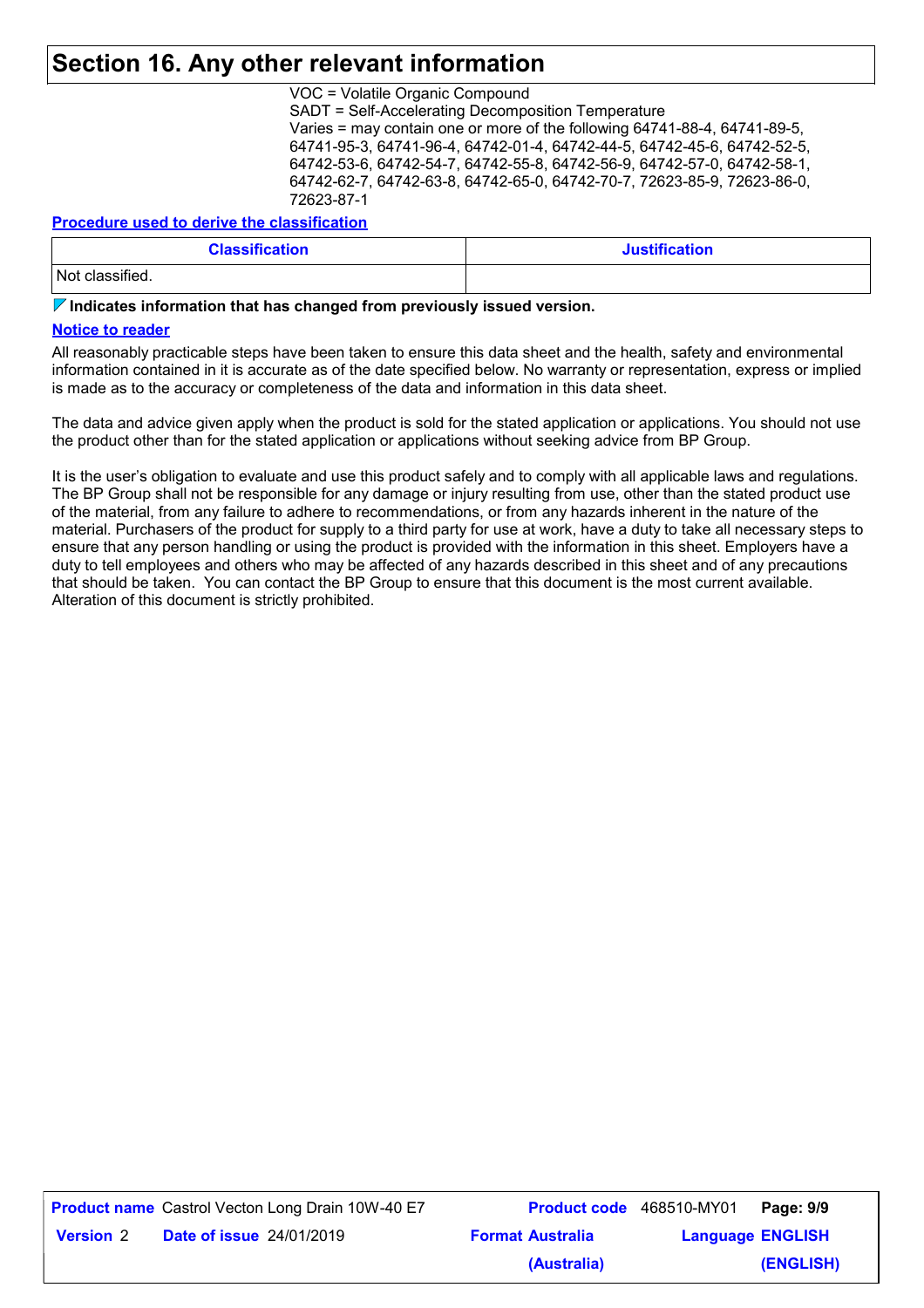## Section 16. Any other relevant information

VOC = Volatile Organic Compound
SADT = Self-Accelerating Decomposition Temperature
Varies = may contain one or more of the following 64741-88-4, 64741-89-5, 64741-95-3, 64741-96-4, 64742-01-4, 64742-44-5, 64742-45-6, 64742-52-5, 64742-53-6, 64742-54-7, 64742-55-8, 64742-56-9, 64742-57-0, 64742-58-1, 64742-62-7, 64742-63-8, 64742-65-0, 64742-70-7, 72623-85-9, 72623-86-0, 72623-87-1

**Procedure used to derive the classification**

| Classification | Justification |
|---|---|
| Not classified. | |

**Indicates information that has changed from previously issued version.**

**Notice to reader**

All reasonably practicable steps have been taken to ensure this data sheet and the health, safety and environmental information contained in it is accurate as of the date specified below. No warranty or representation, express or implied is made as to the accuracy or completeness of the data and information in this data sheet.

The data and advice given apply when the product is sold for the stated application or applications. You should not use the product other than for the stated application or applications without seeking advice from BP Group.

It is the user's obligation to evaluate and use this product safely and to comply with all applicable laws and regulations. The BP Group shall not be responsible for any damage or injury resulting from use, other than the stated product use of the material, from any failure to adhere to recommendations, or from any hazards inherent in the nature of the material. Purchasers of the product for supply to a third party for use at work, have a duty to take all necessary steps to ensure that any person handling or using the product is provided with the information in this sheet. Employers have a duty to tell employees and others who may be affected of any hazards described in this sheet and of any precautions that should be taken. You can contact the BP Group to ensure that this document is the most current available. Alteration of this document is strictly prohibited.